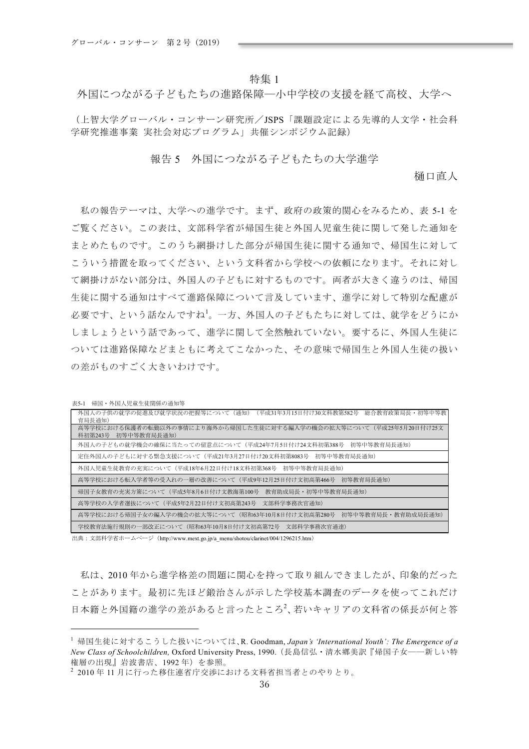## 特集 1

# 外国につながる子どもたちの進路保障―小中学校の支援を経て高校、大学へ

（上智大学グローバル・コンサーン研究所／JSPS「課題設定による先導的人文学・社会科学研究推進事業　実社会対応プログラム」共催シンポジウム記録）

## 報告 5　外国につながる子どもたちの大学進学

樋口直人

私の報告テーマは、大学への進学です。まず、政府の政策的関心をみるため、表 5-1 をご覧ください。この表は、文部科学省が帰国生徒と外国人児童生徒に関して発した通知をまとめたものです。このうち網掛けした部分が帰国生徒に関する通知で、帰国生に対してこういう措置を取ってください、という文科省から学校への依頼になります。それに対して網掛けがない部分は、外国人の子どもに対するものです。両者が大きく違うのは、帰国生徒に関する通知はすべて進路保障について言及しています、進学に対して特別な配慮が必要です、という話なんですね[1]。一方、外国人の子どもたちに対しては、就学をどうにかしましょうという話であって、進学に関して全然触れていない。要するに、外国人生徒については進路保障などまともに考えてこなかった、その意味で帰国生と外国人生徒の扱いの差がものすごく大きいわけです。

表5-1　帰国・外国人児童生徒関係の通知等

| |
|---|
| 外国人の子供の就学の促進及び就学状況の把握等について（通知）（平成31年3月15日付け30文科教第582号　総合教育政策局長・初等中等教育局長通知） |
| 高等学校における保護者の転勤以外の事情により海外から帰国した生徒に対する編入学の機会の拡大等について（平成25年5月20日付け25文科初第243号　初等中等教育局長通知） |
| 外国人の子どもの就学機会の確保に当たっての留意点について（平成24年7月5日付け24文科初第388号　初等中等教育局長通知） |
| 定住外国人の子どもに対する緊急支援について（平成21年3月27日付け20文科初第8083号　初等中等教育局長通知） |
| 外国人児童生徒教育の充実について（平成18年6月22日付け18文科初第368号　初等中等教育局長通知） |
| 高等学校における転入学者等の受入れの一層の改善について（平成9年12月25日付け文初高第466号　初等教育局長通知） |
| 帰国子女教育の充実方策について（平成5年8月6日付け文教海第100号　教育助成局長・初等中等教育局長通知） |
| 高等学校の入学者選抜について（平成5年2月22日付け文初高第243号　文部科学事務次官通知） |
| 高等学校における帰国子女の編入学の機会の拡大等について（昭和63年10月8日付け文初高第280号　初等中等教育局長・教育助成局長通知） |
| 学校教育法施行規則の一部改正について（昭和63年10月8日付け文初高第72号　文部科学事務次官通達） |

出典：文部科学省ホームページ（http://www.mext.go.jp/a_menu/shotou/clarinet/004/1296215.htm）

私は、2010 年から進学格差の問題に関心を持って取り組んできましたが、印象的だったことがあります。最初に先ほど鍛治さんが示した学校基本調査のデータを使ってこれだけ日本籍と外国籍の進学の差があると言ったところ[2]、若いキャリアの文科省の係長が何と答

---

[1] 帰国生徒に対するこうした扱いについては、R. Goodman, *Japan's 'International Youth': The Emergence of a New Class of Schoolchildren,* Oxford University Press, 1990.（長島信弘・清水郷美訳『帰国子女——新しい特権層の出現』岩波書店、1992 年）を参照。

[2] 2010 年 11 月に行った移住連省庁交渉における文科省担当者とのやりとり。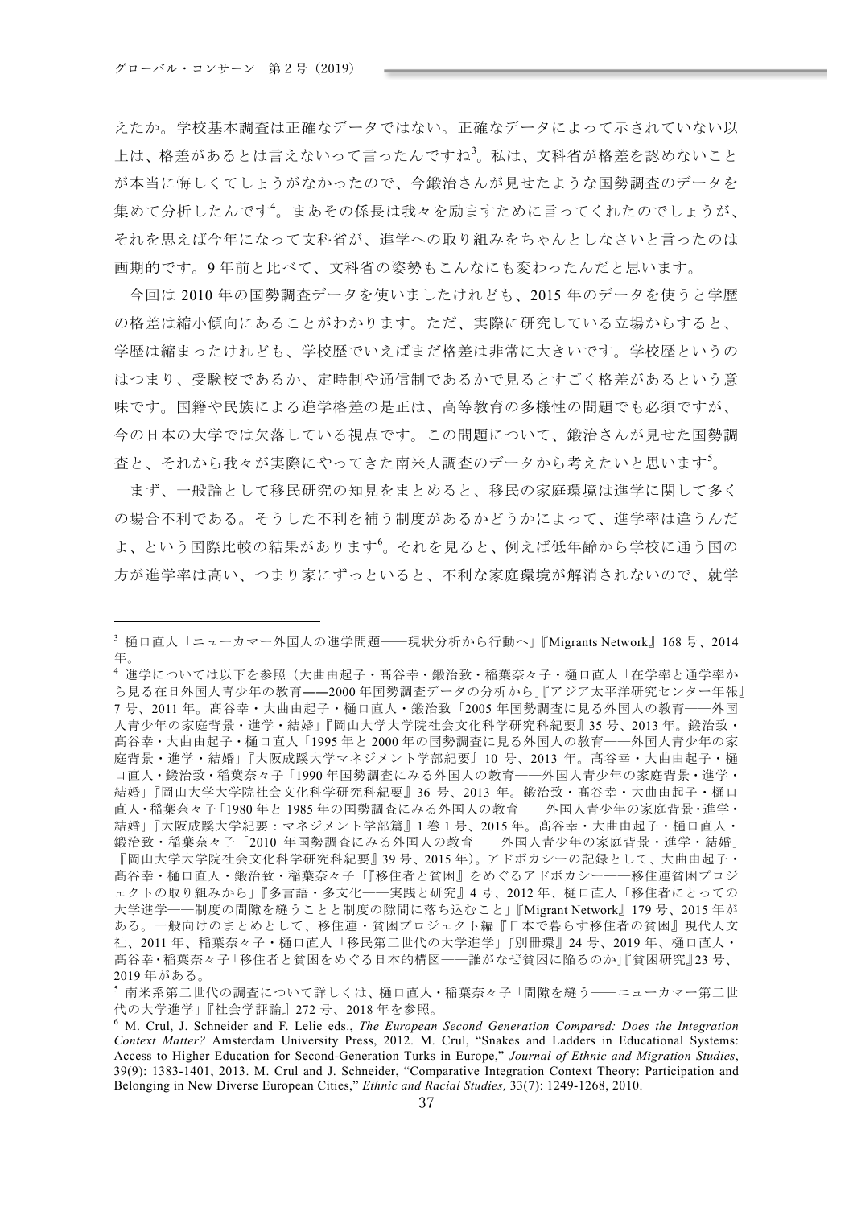えたか。学校基本調査は正確なデータではない。正確なデータによって示されていない以上は、格差があるとは言えないって言ったんですね[3]。私は、文科省が格差を認めないことが本当に悔しくてしょうがなかったので、今鍛治さんが見せたような国勢調査のデータを集めて分析したんです[4]。まあその係長は我々を励ますために言ってくれたのでしょうが、それを思えば今年になって文科省が、進学への取り組みをちゃんとしなさいと言ったのは画期的です。9 年前と比べて、文科省の姿勢もこんなにも変わったんだと思います。

今回は 2010 年の国勢調査データを使いましたけれども、2015 年のデータを使うと学歴の格差は縮小傾向にあることがわかります。ただ、実際に研究している立場からすると、学歴は縮まったけれども、学校歴でいえばまだ格差は非常に大きいです。学校歴というのはつまり、受験校であるか、定時制や通信制であるかで見るとすごく格差があるという意味です。国籍や民族による進学格差の是正は、高等教育の多様性の問題でも必須ですが、今の日本の大学では欠落している視点です。この問題について、鍛治さんが見せた国勢調査と、それから我々が実際にやってきた南米人調査のデータから考えたいと思います[5]。

まず、一般論として移民研究の知見をまとめると、移民の家庭環境は進学に関して多くの場合不利である。そうした不利を補う制度があるかどうかによって、進学率は違うんだよ、という国際比較の結果があります[6]。それを見ると、例えば低年齢から学校に通う国の方が進学率は高い、つまり家にずっといると、不利な家庭環境が解消されないので、就学

---

[3] 樋口直人「ニューカマー外国人の進学問題――現状分析から行動へ」『Migrants Network』168 号、2014 年。

[4] 進学については以下を参照（大曲由起子・髙谷幸・鍛治致・稲葉奈々子・樋口直人「在学率と通学率から見る在日外国人青少年の教育――2000 年国勢調査データの分析から」『アジア太平洋研究センター年報』7 号、2011 年。髙谷幸・大曲由起子・樋口直人・鍛治致「2005 年国勢調査に見る外国人の教育――外国人青少年の家庭背景・進学・結婚」『岡山大学大学院社会文化科学研究科紀要』35 号、2013 年。鍛治致・髙谷幸・大曲由起子・樋口直人「1995 年と 2000 年の国勢調査に見る外国人の教育――外国人青少年の家庭背景・進学・結婚」『大阪成蹊大学マネジメント学部紀要』10 号、2013 年。髙谷幸・大曲由起子・樋口直人・鍛治致・稲葉奈々子「1990 年国勢調査にみる外国人の教育――外国人青少年の家庭背景・進学・結婚」『岡山大学大学院社会文化科学研究科紀要』36 号、2013 年。鍛治致・髙谷幸・大曲由起子・樋口直人・稲葉奈々子「1980 年と 1985 年の国勢調査にみる外国人の教育――外国人青少年の家庭背景・進学・結婚」『大阪成蹊大学紀要：マネジメント学部篇』1 巻 1 号、2015 年。髙谷幸・大曲由起子・樋口直人・鍛治致・稲葉奈々子「2010 年国勢調査にみる外国人の教育――外国人青少年の家庭背景・進学・結婚」『岡山大学大学院社会文化科学研究科紀要』39 号、2015 年）。アドボカシーの記録として、大曲由起子・髙谷幸・樋口直人・鍛治致・稲葉奈々子「『移住者と貧困』をめぐるアドボカシー――移住連貧困プロジェクトの取り組みから」『多言語・多文化――実践と研究』4 号、2012 年、樋口直人「移住者にとっての大学進学――制度の間隙を縫うことと制度の隙間に落ち込むこと」『Migrant Network』179 号、2015 年がある。一般向けのまとめとして、移住連・貧困プロジェクト編『日本で暮らす移住者の貧困』現代人文社、2011 年、稲葉奈々子・樋口直人「移民第二世代の大学進学」『別冊環』24 号、2019 年、樋口直人・髙谷幸・稲葉奈々子「移住者と貧困をめぐる日本的構図――誰がなぜ貧困に陥るのか」『貧困研究』23 号、2019 年がある。

[5] 南米系第二世代の調査について詳しくは、樋口直人・稲葉奈々子「間隙を縫う――ニューカマー第二世代の大学進学」『社会学評論』272 号、2018 年を参照。

[6] M. Crul, J. Schneider and F. Lelie eds., *The European Second Generation Compared: Does the Integration Context Matter?* Amsterdam University Press, 2012. M. Crul, "Snakes and Ladders in Educational Systems: Access to Higher Education for Second-Generation Turks in Europe," *Journal of Ethnic and Migration Studies*, 39(9): 1383-1401, 2013. M. Crul and J. Schneider, "Comparative Integration Context Theory: Participation and Belonging in New Diverse European Cities," *Ethnic and Racial Studies,* 33(7): 1249-1268, 2010.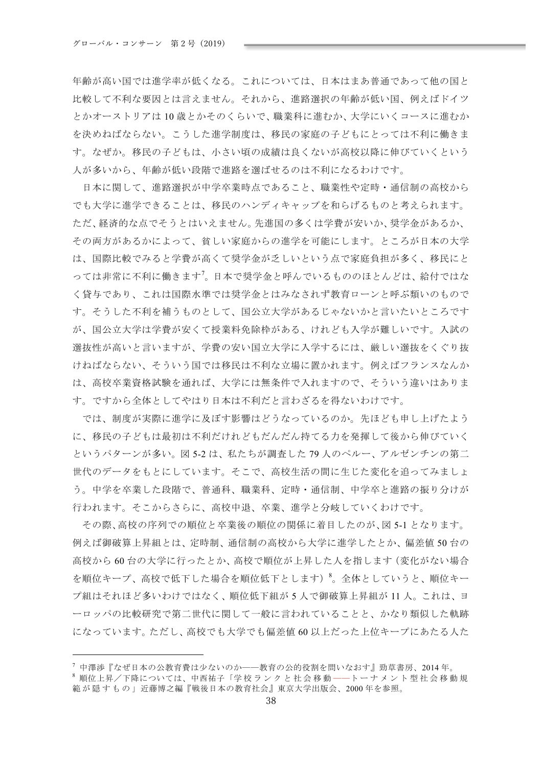年齢が高い国では進学率が低くなる。これについては、日本はまあ普通であって他の国と比較して不利な要因とは言えません。それから、進路選択の年齢が低い国、例えばドイツとかオーストリアは 10 歳とかそのくらいで、職業科に進むか、大学にいくコースに進むかを決めねばならない。こうした進学制度は、移民の家庭の子どもにとっては不利に働きます。なぜか。移民の子どもは、小さい頃の成績は良くないが高校以降に伸びていくという人が多いから、年齢が低い段階で進路を選ばせるのは不利になるわけです。

日本に関して、進路選択が中学卒業時点であること、職業性や定時・通信制の高校からでも大学に進学できることは、移民のハンディキャップを和らげるものと考えられます。ただ、経済的な点でそうとはいえません。先進国の多くは学費が安いか、奨学金があるか、その両方があるかによって、貧しい家庭からの進学を可能にします。ところが日本の大学は、国際比較でみると学費が高くて奨学金が乏しいという点で家庭負担が多く、移民にとっては非常に不利に働きます[7]。日本で奨学金と呼んでいるもののほとんどは、給付ではなく貸与であり、これは国際水準では奨学金とはみなされず教育ローンと呼ぶ類いのものです。そうした不利を補うものとして、国公立大学があるじゃないかと言いたいところですが、国公立大学は学費が安くて授業料免除枠がある、けれども入学が難しいです。入試の選抜性が高いと言いますが、学費の安い国立大学に入学するには、厳しい選抜をくぐり抜けねばならない、そういう国では移民は不利な立場に置かれます。例えばフランスなんかは、高校卒業資格試験を通れば、大学には無条件で入れますので、そういう違いはあります。ですから全体としてやはり日本は不利だと言わざるを得ないわけです。

では、制度が実際に進学に及ぼす影響はどうなっているのか。先ほども申し上げたように、移民の子どもは最初は不利だけれどもだんだん持てる力を発揮して後から伸びていくというパターンが多い。図 5-2 は、私たちが調査した 79 人のペルー、アルゼンチンの第二世代のデータをもとにしています。そこで、高校生活の間に生じた変化を追ってみましょう。中学を卒業した段階で、普通科、職業科、定時・通信制、中学卒と進路の振り分けが行われます。そこからさらに、高校中退、卒業、進学と分岐していくわけです。

その際､高校の序列での順位と卒業後の順位の関係に着目したのが､図 5-1 となります。例えば御破算上昇組とは、定時制、通信制の高校から大学に進学したとか、偏差値 50 台の高校から 60 台の大学に行ったとか、高校で順位が上昇した人を指します（変化がない場合を順位キープ、高校で低下した場合を順位低下とします）[8]。全体としていうと、順位キープ組はそれほど多いわけではなく、順位低下組が 5 人で御破算上昇組が 11 人。これは、ヨーロッパの比較研究で第二世代に関して一般に言われていることと、かなり類似した軌跡になっています。ただし、高校でも大学でも偏差値 60 以上だった上位キープにあたる人た

---

[7] 中澤渉『なぜ日本の公教育費は少ないのか――教育の公的役割を問いなおす』勁草書房、2014 年。

[8] 順位上昇／下降については、中西祐子「学校ランクと社会移動――トーナメント型社会移動規範が隠すもの」近藤博之編『戦後日本の教育社会』東京大学出版会、2000 年を参照。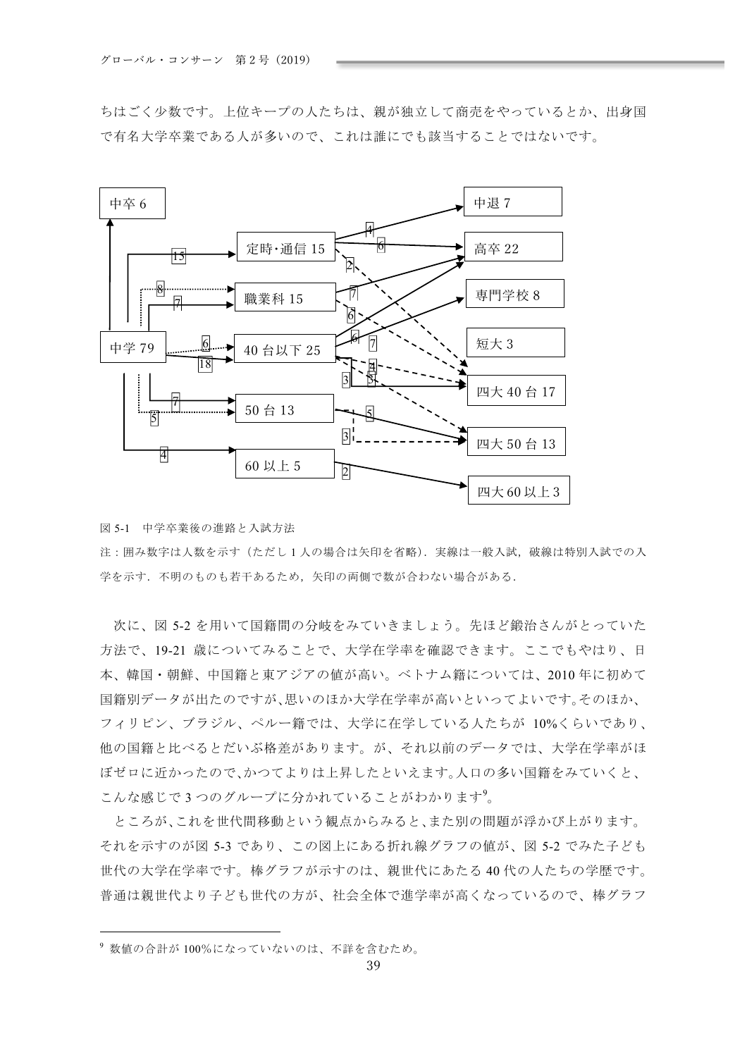ちはごく少数です。上位キープの人たちは、親が独立して商売をやっているとか、出身国で有名大学卒業である人が多いので、これは誰にでも該当することではないです。

図 5-1　中学卒業後の進路と入試方法

注：囲み数字は人数を示す（ただし 1 人の場合は矢印を省略）．実線は一般入試，破線は特別入試での入学を示す．不明のものも若干あるため，矢印の両側で数が合わない場合がある．

次に、図 5-2 を用いて国籍間の分岐をみていきましょう。先ほど鍛治さんがとっていた方法で、19-21 歳についてみることで、大学在学率を確認できます。ここでもやはり、日本、韓国・朝鮮、中国籍と東アジアの値が高い。ベトナム籍については、2010 年に初めて国籍別データが出たのですが､思いのほか大学在学率が高いといってよいです｡そのほか、フィリピン、ブラジル、ペルー籍では、大学に在学している人たちが 10%くらいであり、他の国籍と比べるとだいぶ格差があります。が、それ以前のデータでは、大学在学率がほぼゼロに近かったので､かつてよりは上昇したといえます｡人口の多い国籍をみていくと、こんな感じで 3 つのグループに分かれていることがわかります[9]。

ところが､これを世代間移動という観点からみると､また別の問題が浮かび上がります。それを示すのが図 5-3 であり、この図上にある折れ線グラフの値が、図 5-2 でみた子ども世代の大学在学率です。棒グラフが示すのは、親世代にあたる 40 代の人たちの学歴です。普通は親世代より子ども世代の方が、社会全体で進学率が高くなっているので、棒グラフ

[9] 数値の合計が 100%になっていないのは、不詳を含むため。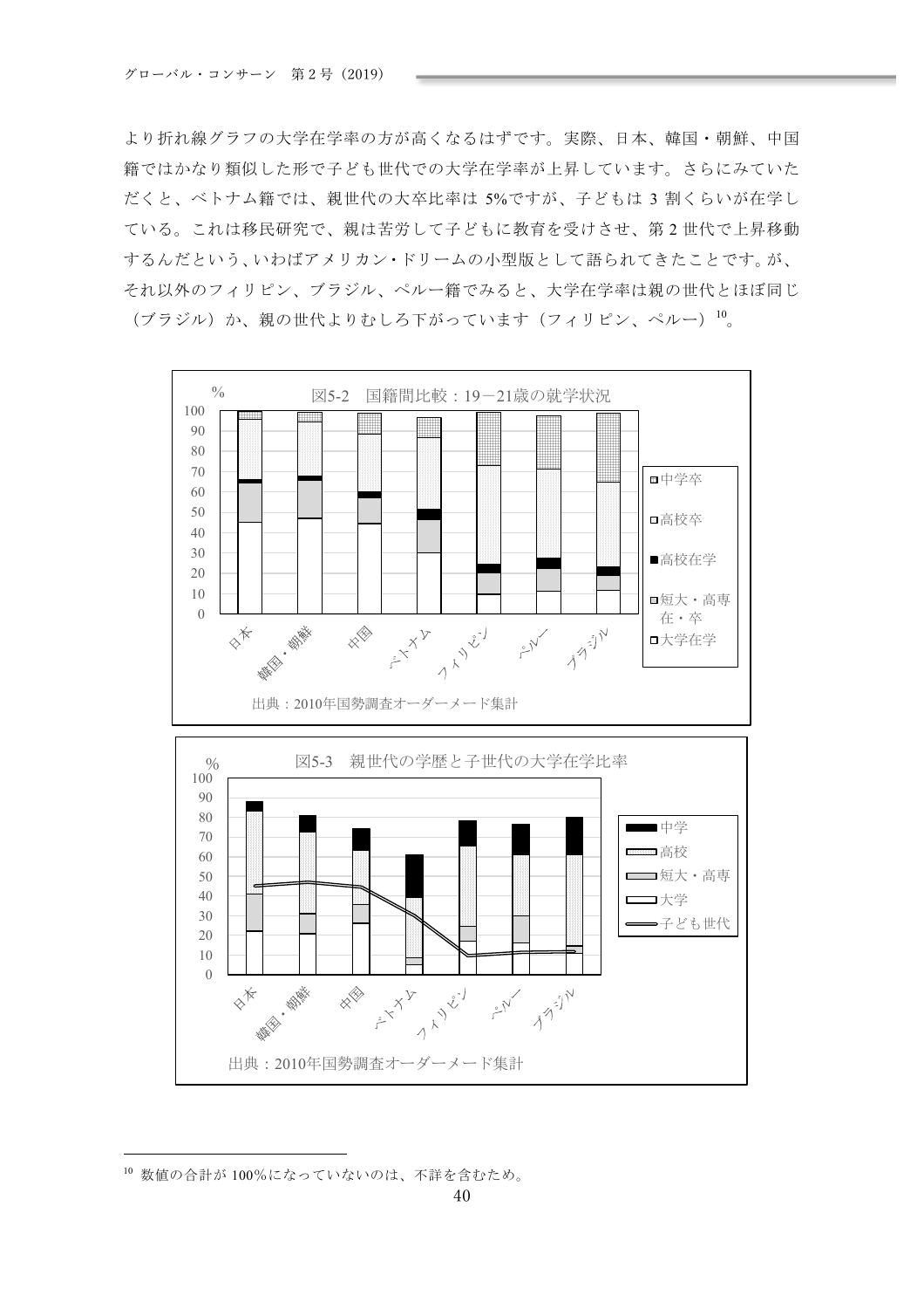より折れ線グラフの大学在学率の方が高くなるはずです。実際、日本、韓国・朝鮮、中国籍ではかなり類似した形で子ども世代での大学在学率が上昇しています。さらにみていただくと、ベトナム籍では、親世代の大卒比率は 5%ですが、子どもは 3 割くらいが在学している。これは移民研究で、親は苦労して子どもに教育を受けさせ、第 2 世代で上昇移動するんだという、いわばアメリカン・ドリームの小型版として語られてきたことです。が、それ以外のフィリピン、ブラジル、ペルー籍でみると、大学在学率は親の世代とほぼ同じ（ブラジル）か、親の世代よりむしろ下がっています（フィリピン、ペルー）[10]。

図5-2　国籍間比較：19－21歳の就学状況

凡例：中学卒／高校卒／高校在学／短大・高専在・卒／大学在学

国籍：日本、韓国・朝鮮、中国、ベトナム、フィリピン、ペルー、ブラジル

出典：2010年国勢調査オーダーメード集計

図5-3　親世代の学歴と子世代の大学在学比率

凡例：中学／高校／短大・高専／大学／子ども世代

国籍：日本、韓国・朝鮮、中国、ベトナム、フィリピン、ペルー、ブラジル

出典：2010年国勢調査オーダーメード集計

[10] 数値の合計が 100%になっていないのは、不詳を含むため。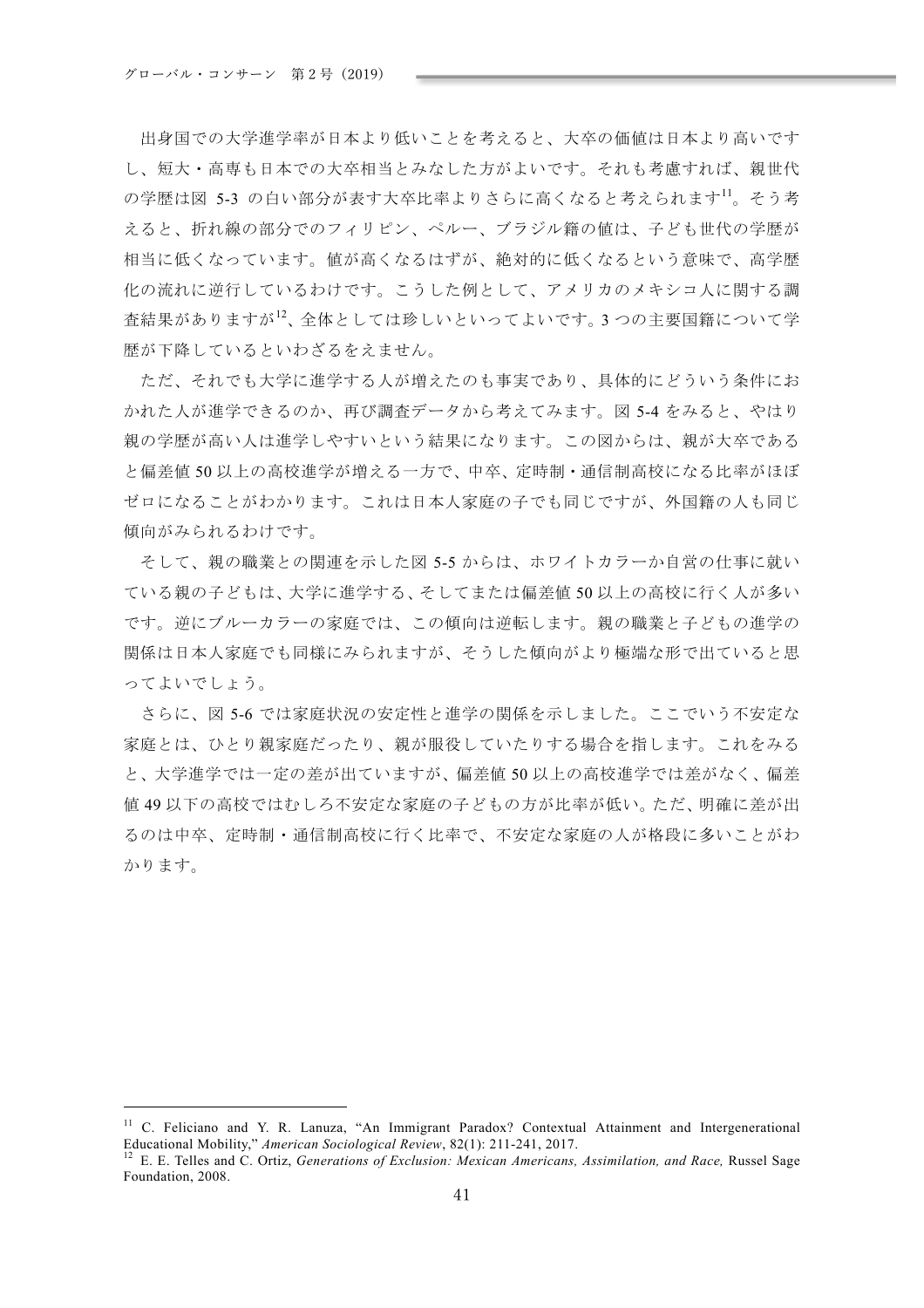出身国での大学進学率が日本より低いことを考えると、大卒の価値は日本より高いですし、短大・高専も日本での大卒相当とみなした方がよいです。それも考慮すれば、親世代の学歴は図 5-3 の白い部分が表す大卒比率よりさらに高くなると考えられます[11]。そう考えると、折れ線の部分でのフィリピン、ペルー、ブラジル籍の値は、子ども世代の学歴が相当に低くなっています。値が高くなるはずが、絶対的に低くなるという意味で、高学歴化の流れに逆行しているわけです。こうした例として、アメリカのメキシコ人に関する調査結果がありますが[12]、全体としては珍しいといってよいです。3 つの主要国籍について学歴が下降しているといわざるをえません。

ただ、それでも大学に進学する人が増えたのも事実であり、具体的にどういう条件におかれた人が進学できるのか、再び調査データから考えてみます。図 5-4 をみると、やはり親の学歴が高い人は進学しやすいという結果になります。この図からは、親が大卒であると偏差値 50 以上の高校進学が増える一方で、中卒、定時制・通信制高校になる比率がほぼゼロになることがわかります。これは日本人家庭の子でも同じですが、外国籍の人も同じ傾向がみられるわけです。

そして、親の職業との関連を示した図 5-5 からは、ホワイトカラーか自営の仕事に就いている親の子どもは、大学に進学する、そしてまたは偏差値 50 以上の高校に行く人が多いです。逆にブルーカラーの家庭では、この傾向は逆転します。親の職業と子どもの進学の関係は日本人家庭でも同様にみられますが、そうした傾向がより極端な形で出ていると思ってよいでしょう。

さらに、図 5-6 では家庭状況の安定性と進学の関係を示しました。ここでいう不安定な家庭とは、ひとり親家庭だったり、親が服役していたりする場合を指します。これをみると、大学進学では一定の差が出ていますが、偏差値 50 以上の高校進学では差がなく、偏差値 49 以下の高校ではむしろ不安定な家庭の子どもの方が比率が低い。ただ、明確に差が出るのは中卒、定時制・通信制高校に行く比率で、不安定な家庭の人が格段に多いことがわかります。

---

[11] C. Feliciano and Y. R. Lanuza, "An Immigrant Paradox? Contextual Attainment and Intergenerational Educational Mobility," *American Sociological Review*, 82(1): 211-241, 2017.

[12] E. E. Telles and C. Ortiz, *Generations of Exclusion: Mexican Americans, Assimilation, and Race,* Russel Sage Foundation, 2008.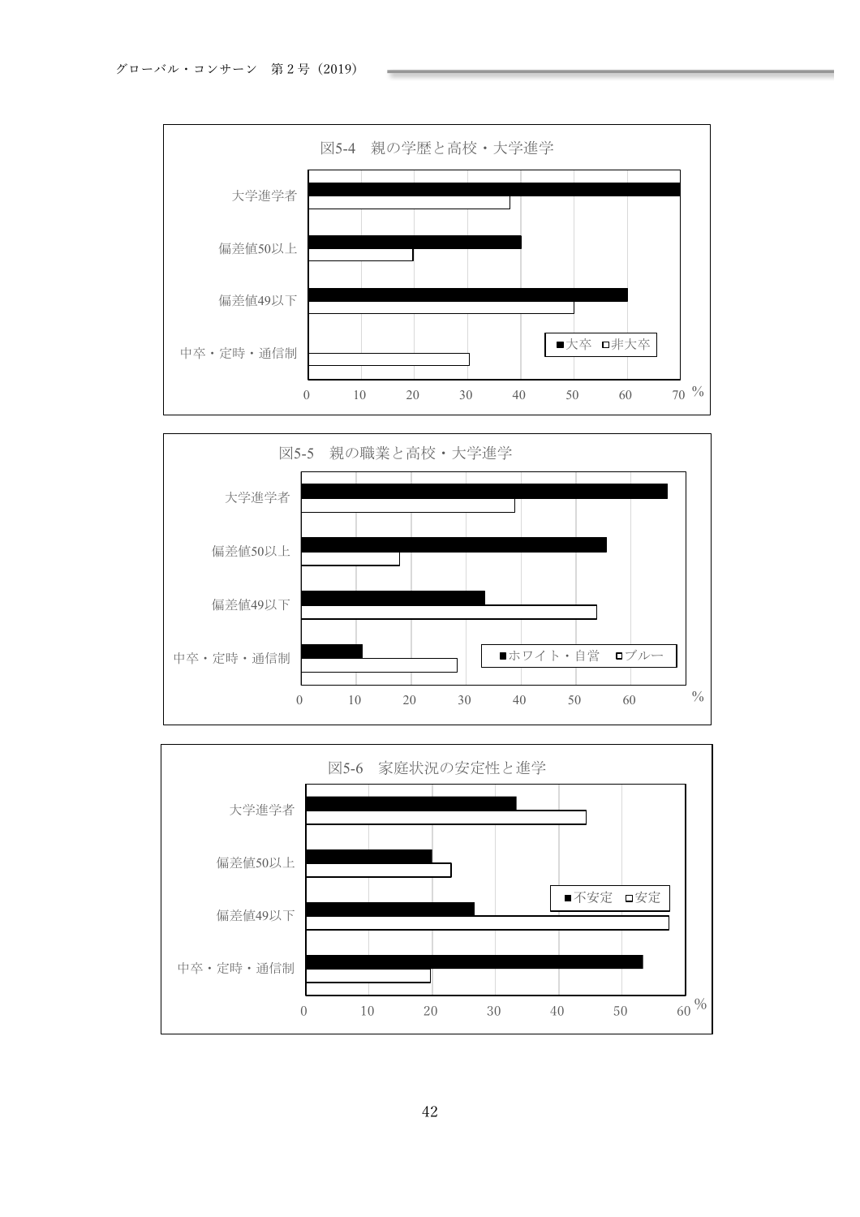図5-4　親の学歴と高校・大学進学

図5-5　親の職業と高校・大学進学

図5-6　家庭状況の安定性と進学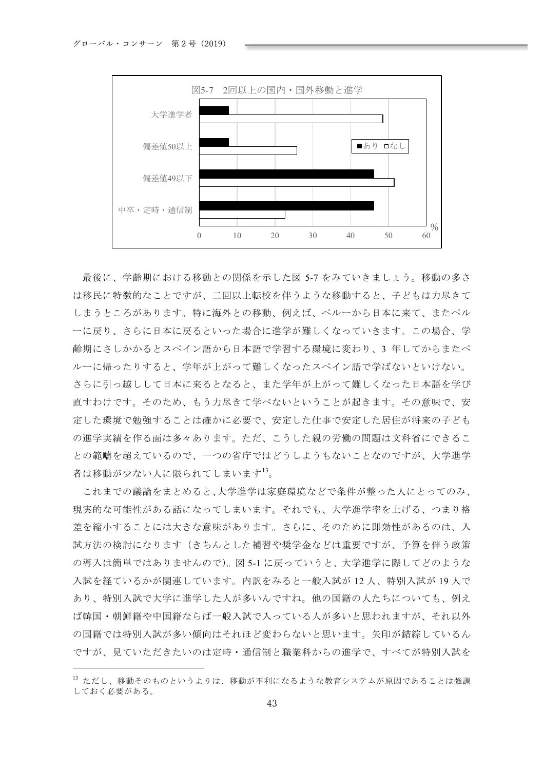図5-7　2回以上の国内・国外移動と進学

最後に、学齢期における移動との関係を示した図 5-7 をみていきましょう。移動の多さは移民に特徴的なことですが、二回以上転校を伴うような移動すると、子どもは力尽きてしまうところがあります。特に海外との移動、例えば、ペルーから日本に来て、またペルーに戻り、さらに日本に戻るといった場合に進学が難しくなっていきます。この場合、学齢期にさしかかるとスペイン語から日本語で学習する環境に変わり、3 年してからまたペルーに帰ったりすると、学年が上がって難しくなったスペイン語で学ばないといけない。さらに引っ越しして日本に来るとなると、また学年が上がって難しくなった日本語を学び直すわけです。そのため、もう力尽きて学べないということが起きます。その意味で、安定した環境で勉強することは確かに必要で、安定した仕事で安定した居住が将来の子どもの進学実績を作る面は多々あります。ただ、こうした親の労働の問題は文科省にできることの範疇を超えているので、一つの省庁ではどうしようもないことなのですが、大学進学者は移動が少ない人に限られてしまいます[13]。

これまでの議論をまとめると､大学進学は家庭環境などで条件が整った人にとってのみ、現実的な可能性がある話になってしまいます。それでも、大学進学率を上げる、つまり格差を縮小することには大きな意味があります。さらに、そのために即効性があるのは、入試方法の検討になります（きちんとした補習や奨学金などは重要ですが、予算を伴う政策の導入は簡単ではありませんので)。図 5-1 に戻っていうと、大学進学に際してどのような入試を経ているかが関連しています。内訳をみると一般入試が 12 人、特別入試が 19 人であり、特別入試で大学に進学した人が多いんですね。他の国籍の人たちについても、例えば韓国・朝鮮籍や中国籍ならば一般入試で入っている人が多いと思われますが、それ以外の国籍では特別入試が多い傾向はそれほど変わらないと思います。矢印が錯綜しているんですが、見ていただきたいのは定時・通信制と職業科からの進学で、すべてが特別入試を

---

[13] ただし、移動そのものというよりは、移動が不利になるような教育システムが原因であることは強調しておく必要がある。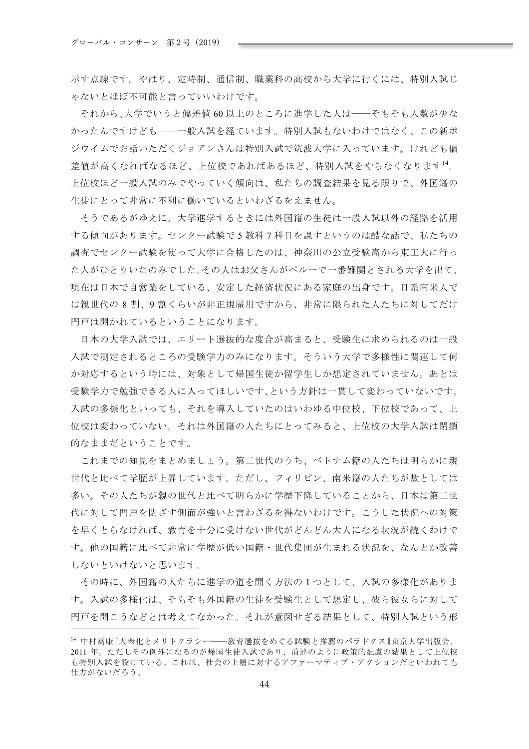示す点線です。やはり、定時制、通信制、職業科の高校から大学に行くには、特別入試じゃないとほぼ不可能と言っていいわけです。

それから、大学でいうと偏差値 60 以上のところに進学した人は――そもそも人数が少なかったんですけども――一般入試を経ています。特別入試もないわけではなく、この新ポジウイムでお話いただくジョアンさんは特別入試で筑波大学に入っています。けれども偏差値が高くなればなるほど、上位校であればあるほど、特別入試をやらなくなります[14]。上位校ほど一般入試のみでやっていく傾向は、私たちの調査結果を見る限りで、外国籍の生徒にとって非常に不利に働いているといわざるをえません。

そうであるがゆえに、大学進学するときには外国籍の生徒は一般入試以外の経路を活用する傾向があります。センター試験で 5 教科 7 科目を課すというのは酷な話で、私たちの調査でセンター試験を使って大学に合格したのは、神奈川の公立受験高から東工大に行った人がひとりいたのみでした。その人はお父さんがペルーで一番難関とされる大学を出て、現在は日本で自営業をしている、安定した経済状況にある家庭の出身です。日系南米人では親世代の 8 割、9 割くらいが非正規雇用ですから、非常に限られた人たちに対してだけ門戸は開かれているということになります。

日本の大学入試では、エリート選抜的な度合が高まると、受験生に求められるのは一般入試で測定されるところの受験学力のみになります。そういう大学で多様性に関連して何か対応するという時には、対象として帰国生徒か留学生しか想定されていません。あとは受験学力で勉強できる人に入ってほしいです、という方針は一貫して変わっていないです。入試の多様化といっても、それを導入していたのはいわゆる中位校、下位校であって、上位校は変わっていない。それは外国籍の人たちにとってみると、上位校の大学入試は閉鎖的なままだということです。

これまでの知見をまとめましょう。第二世代のうち、ベトナム籍の人たちは明らかに親世代と比べて学歴が上昇しています。ただし、フィリピン、南米籍の人たちが数としては多い。その人たちが親の世代と比べて明らかに学歴下降していることから、日本は第二世代に対して門戸を閉ざす側面が強いと言わざるを得ないわけです。こうした状況への対策を早くとらなければ、教育を十分に受けない世代がどんどん大人になる状況が続くわけです。他の国籍に比べて非常に学歴が低い国籍・世代集団が生まれる状況を、なんとか改善しないといけないと思います。

その時に、外国籍の人たちに進学の道を開く方法の 1 つとして、入試の多様化があります。入試の多様化は、そもそも外国籍の生徒を受験生として想定し、彼ら彼女らに対して門戸を開こうなどとは考えてなかった。それが意図せざる結果として、特別入試という形

---

[14] 中村高康『大衆化とメリトクラシー――教育選抜をめぐる試験と推薦のパラドクス』東京大学出版会、2011 年。ただしその例外になるのが帰国生徒入試であり、前述のように政策的配慮の結果として上位校も特別入試を設けている。これは、社会の上層に対するアファーマティブ・アクションだといわれても仕方がないだろう。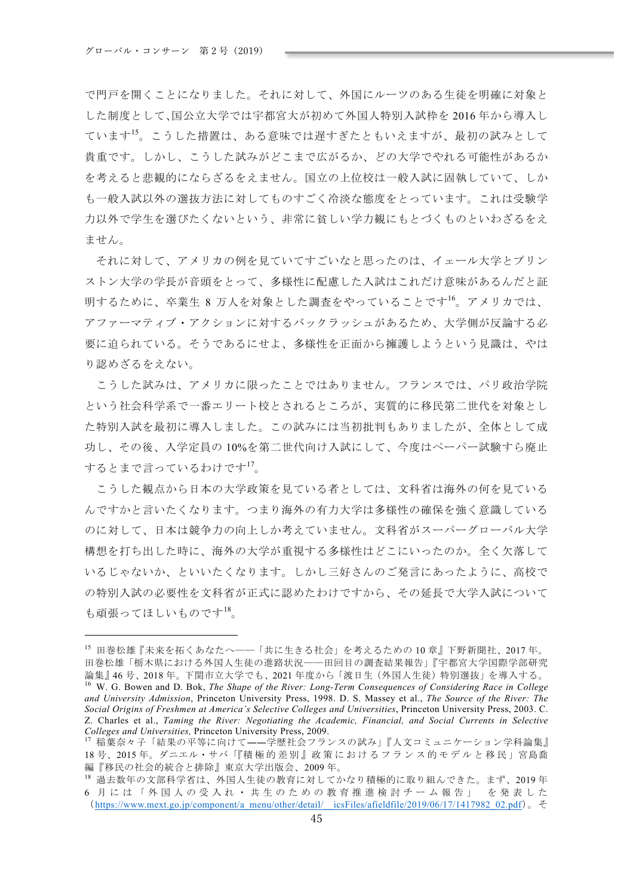で門戸を開くことになりました。それに対して、外国にルーツのある生徒を明確に対象とした制度として、国公立大学では宇都宮大が初めて外国人特別入試枠を 2016 年から導入しています[15]。こうした措置は、ある意味では遅すぎたともいえますが、最初の試みとして貴重です。しかし、こうした試みがどこまで広がるか、どの大学でやれる可能性があるかを考えると悲観的にならざるをえません。国立の上位校は一般入試に固執していて、しかも一般入試以外の選抜方法に対してものすごく冷淡な態度をとっています。これは受験学力以外で学生を選びたくないという、非常に貧しい学力観にもとづくものといわざるをえません。

それに対して、アメリカの例を見ていてすごいなと思ったのは、イェール大学とプリンストン大学の学長が音頭をとって、多様性に配慮した入試はこれだけ意味があるんだと証明するために、卒業生 8 万人を対象とした調査をやっていることです[16]。アメリカでは、アファーマティブ・アクションに対するバックラッシュがあるため、大学側が反論する必要に迫られている。そうであるにせよ、多様性を正面から擁護しようという見識は、やはり認めざるをえない。

こうした試みは、アメリカに限ったことではありません。フランスでは、パリ政治学院という社会科学系で一番エリート校とされるところが、実質的に移民第二世代を対象とした特別入試を最初に導入しました。この試みには当初批判もありましたが、全体として成功し、その後、入学定員の 10%を第二世代向け入試にして、今度はペーパー試験すら廃止するとまで言っているわけです[17]。

こうした観点から日本の大学政策を見ている者としては、文科省は海外の何を見ているんですかと言いたくなります。つまり海外の有力大学は多様性の確保を強く意識しているのに対して、日本は競争力の向上しか考えていません。文科省がスーパーグローバル大学構想を打ち出した時に、海外の大学が重視する多様性はどこにいったのか。全く欠落しているじゃないか、といいたくなります。しかし三好さんのご発言にあったように、高校での特別入試の必要性を文科省が正式に認めたわけですから、その延長で大学入試についても頑張ってほしいものです[18]。

---

[15] 田巻松雄『未来を拓くあなたへ――「共に生きる社会」を考えるための 10 章』下野新聞社、2017 年。田巻松雄「栃木県における外国人生徒の進路状況――田回目の調査結果報告」『宇都宮大学国際学部研究論集』46 号、2018 年。下関市立大学でも、2021 年度から「渡日生（外国人生徒）特別選抜」を導入する。

[16] W. G. Bowen and D. Bok, *The Shape of the River: Long-Term Consequences of Considering Race in College and University Admission*, Princeton University Press, 1998. D. S. Massey et al., *The Source of the River: The Social Origins of Freshmen at America's Selective Colleges and Universities*, Princeton University Press, 2003. C. Z. Charles et al., *Taming the River: Negotiating the Academic, Financial, and Social Currents in Selective Colleges and Universities,* Princeton University Press, 2009.

[17] 稲葉奈々子「結果の平等に向けて――学歴社会フランスの試み」『人文コミュニケーション学科論集』18 号、2015 年。ダニエル・サバ「『積極的差別』政策におけるフランス的モデルと移民」宮島喬編『移民の社会的統合と排除』東京大学出版会、2009 年。

[18] 過去数年の文部科学省は、外国人生徒の教育に対してかなり積極的に取り組んできた。まず、2019 年 6 月には「外国人の受入れ・共生のための教育推進検討チーム報告」 を発表した（https://www.mext.go.jp/component/a_menu/other/detail/__icsFiles/afieldfile/2019/06/17/1417982_02.pdf）。そ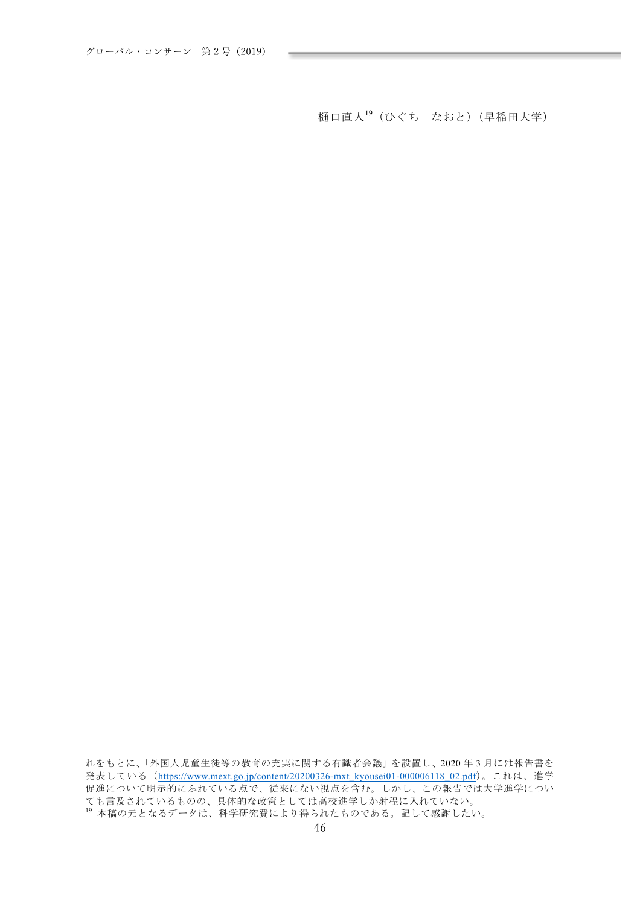樋口直人[19]（ひぐち　なおと）（早稲田大学）

---

れをもとに、「外国人児童生徒等の教育の充実に関する有識者会議」を設置し、2020 年 3 月には報告書を発表している（https://www.mext.go.jp/content/20200326-mxt_kyousei01-000006118_02.pdf）。これは、進学促進について明示的にふれている点で、従来にない視点を含む。しかし、この報告では大学進学についても言及されているものの、具体的な政策としては高校進学しか射程に入れていない。

[19] 本稿の元となるデータは、科学研究費により得られたものである。記して感謝したい。